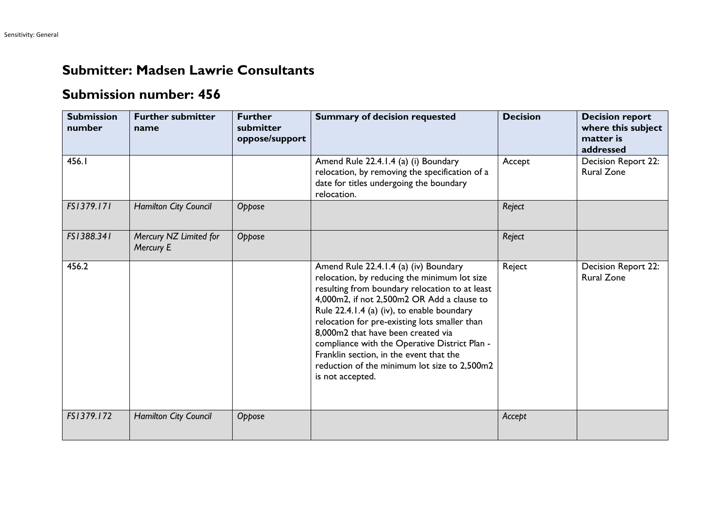## Submitter: Madsen Lawrie Consultants

## Submission number: 456

| Submission number | Further submitter name | Further submitter oppose/support | Summary of decision requested | Decision | Decision report where this subject matter is addressed |
|---|---|---|---|---|---|
| 456.1 | | | Amend Rule 22.4.1.4 (a) (i) Boundary relocation, by removing the specification of a date for titles undergoing the boundary relocation. | Accept | Decision Report 22: Rural Zone |
| *FS1379.171* | *Hamilton City Council* | *Oppose* | | *Reject* | |
| *FS1388.341* | *Mercury NZ Limited for Mercury E* | *Oppose* | | *Reject* | |
| 456.2 | | | Amend Rule 22.4.1.4 (a) (iv) Boundary relocation, by reducing the minimum lot size resulting from boundary relocation to at least 4,000m2, if not 2,500m2 OR Add a clause to Rule 22.4.1.4 (a) (iv), to enable boundary relocation for pre-existing lots smaller than 8,000m2 that have been created via compliance with the Operative District Plan - Franklin section, in the event that the reduction of the minimum lot size to 2,500m2 is not accepted. | Reject | Decision Report 22: Rural Zone |
| *FS1379.172* | *Hamilton City Council* | *Oppose* | | *Accept* | |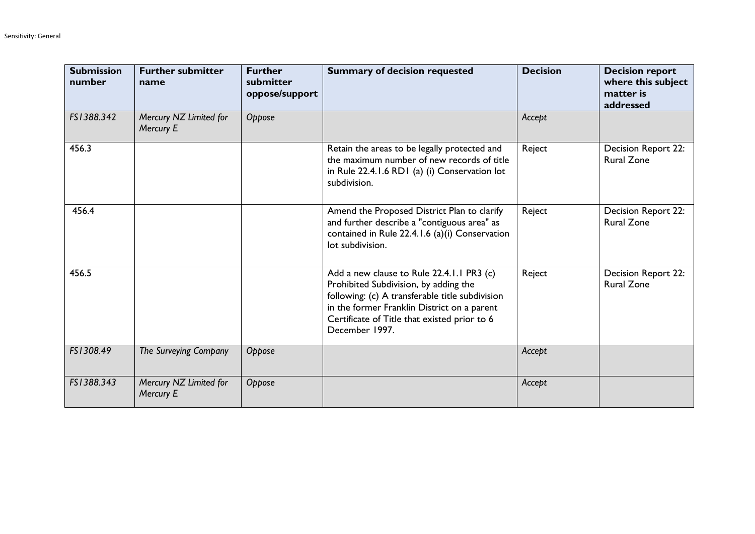| Submission number | Further submitter name | Further submitter oppose/support | Summary of decision requested | Decision | Decision report where this subject matter is addressed |
|---|---|---|---|---|---|
| *FS1388.342* | *Mercury NZ Limited for Mercury E* | *Oppose* | | *Accept* | |
| 456.3 | | | Retain the areas to be legally protected and the maximum number of new records of title in Rule 22.4.1.6 RD1 (a) (i) Conservation lot subdivision. | Reject | Decision Report 22: Rural Zone |
| 456.4 | | | Amend the Proposed District Plan to clarify and further describe a "contiguous area" as contained in Rule 22.4.1.6 (a)(i) Conservation lot subdivision. | Reject | Decision Report 22: Rural Zone |
| 456.5 | | | Add a new clause to Rule 22.4.1.1 PR3 (c) Prohibited Subdivision, by adding the following: (c) A transferable title subdivision in the former Franklin District on a parent Certificate of Title that existed prior to 6 December 1997. | Reject | Decision Report 22: Rural Zone |
| *FS1308.49* | *The Surveying Company* | *Oppose* | | *Accept* | |
| *FS1388.343* | *Mercury NZ Limited for Mercury E* | *Oppose* | | *Accept* | |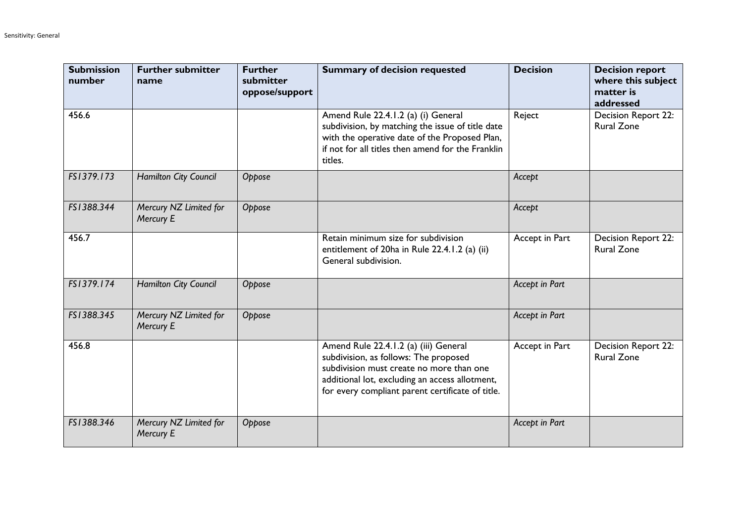| Submission number | Further submitter name | Further submitter oppose/support | Summary of decision requested | Decision | Decision report where this subject matter is addressed |
| --- | --- | --- | --- | --- | --- |
| 456.6 | | | Amend Rule 22.4.1.2 (a) (i) General subdivision, by matching the issue of title date with the operative date of the Proposed Plan, if not for all titles then amend for the Franklin titles. | Reject | Decision Report 22: Rural Zone |
| *FS1379.173* | *Hamilton City Council* | *Oppose* | | *Accept* | |
| *FS1388.344* | *Mercury NZ Limited for Mercury E* | *Oppose* | | *Accept* | |
| 456.7 | | | Retain minimum size for subdivision entitlement of 20ha in Rule 22.4.1.2 (a) (ii) General subdivision. | Accept in Part | Decision Report 22: Rural Zone |
| *FS1379.174* | *Hamilton City Council* | *Oppose* | | *Accept in Part* | |
| *FS1388.345* | *Mercury NZ Limited for Mercury E* | *Oppose* | | *Accept in Part* | |
| 456.8 | | | Amend Rule 22.4.1.2 (a) (iii) General subdivision, as follows: The proposed subdivision must create no more than one additional lot, excluding an access allotment, for every compliant parent certificate of title. | Accept in Part | Decision Report 22: Rural Zone |
| *FS1388.346* | *Mercury NZ Limited for Mercury E* | *Oppose* | | *Accept in Part* | |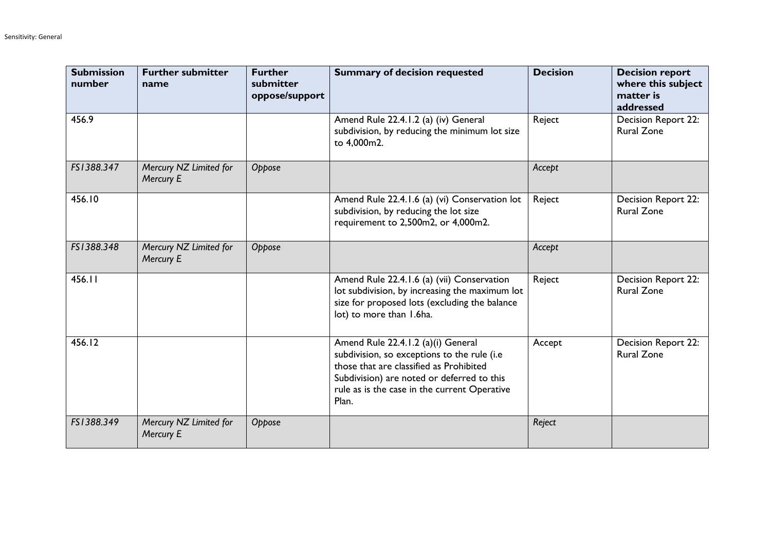| Submission number | Further submitter name | Further submitter oppose/support | Summary of decision requested | Decision | Decision report where this subject matter is addressed |
|---|---|---|---|---|---|
| 456.9 | | | Amend Rule 22.4.1.2 (a) (iv) General subdivision, by reducing the minimum lot size to 4,000m2. | Reject | Decision Report 22: Rural Zone |
| *FS1388.347* | *Mercury NZ Limited for Mercury E* | *Oppose* | | *Accept* | |
| 456.10 | | | Amend Rule 22.4.1.6 (a) (vi) Conservation lot subdivision, by reducing the lot size requirement to 2,500m2, or 4,000m2. | Reject | Decision Report 22: Rural Zone |
| *FS1388.348* | *Mercury NZ Limited for Mercury E* | *Oppose* | | *Accept* | |
| 456.11 | | | Amend Rule 22.4.1.6 (a) (vii) Conservation lot subdivision, by increasing the maximum lot size for proposed lots (excluding the balance lot) to more than 1.6ha. | Reject | Decision Report 22: Rural Zone |
| 456.12 | | | Amend Rule 22.4.1.2 (a)(i) General subdivision, so exceptions to the rule (i.e those that are classified as Prohibited Subdivision) are noted or deferred to this rule as is the case in the current Operative Plan. | Accept | Decision Report 22: Rural Zone |
| *FS1388.349* | *Mercury NZ Limited for Mercury E* | *Oppose* | | *Reject* | |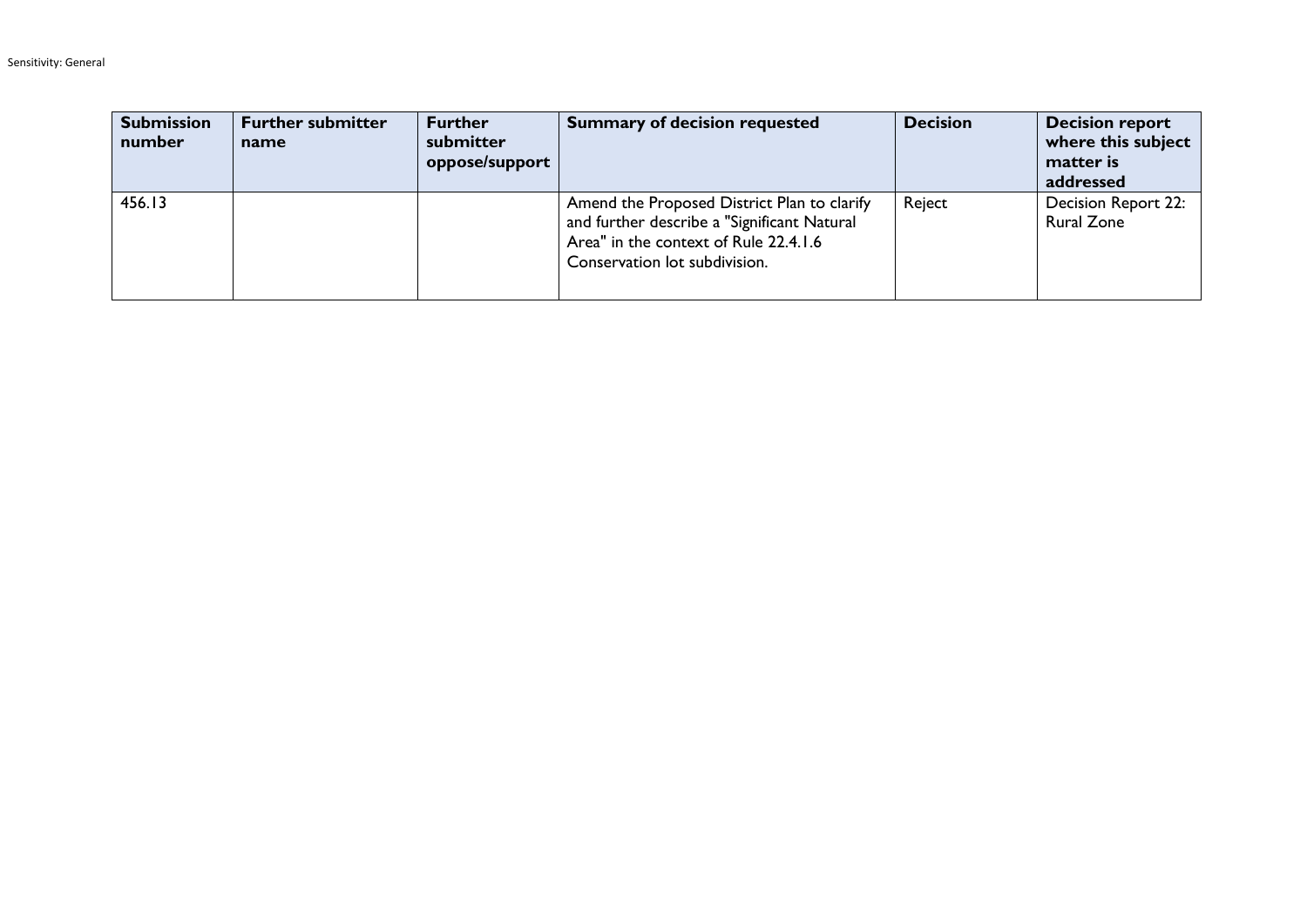| Submission number | Further submitter name | Further submitter oppose/support | Summary of decision requested | Decision | Decision report where this subject matter is addressed |
|---|---|---|---|---|---|
| 456.13 | | | Amend the Proposed District Plan to clarify and further describe a "Significant Natural Area" in the context of Rule 22.4.1.6 Conservation lot subdivision. | Reject | Decision Report 22: Rural Zone |